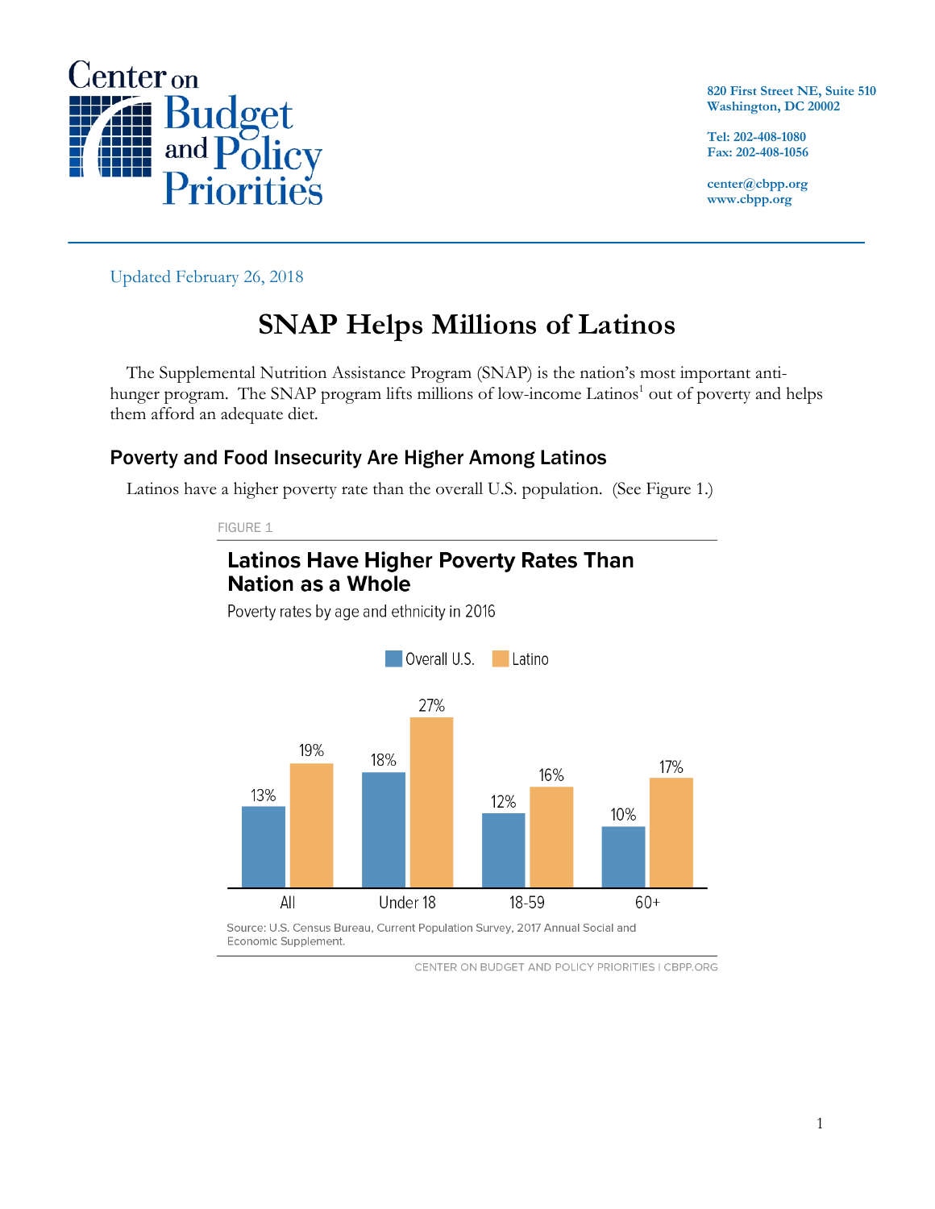Center on Budget and Policy Priorities

820 First Street NE, Suite 510
Washington, DC 20002

Tel: 202-408-1080
Fax: 202-408-1056

center@cbpp.org
www.cbpp.org

Updated February 26, 2018

# SNAP Helps Millions of Latinos

The Supplemental Nutrition Assistance Program (SNAP) is the nation's most important anti-hunger program. The SNAP program lifts millions of low-income Latinos[1] out of poverty and helps them afford an adequate diet.

## Poverty and Food Insecurity Are Higher Among Latinos

Latinos have a higher poverty rate than the overall U.S. population. (See Figure 1.)

FIGURE 1

**Latinos Have Higher Poverty Rates Than Nation as a Whole**

Poverty rates by age and ethnicity in 2016

| | Overall U.S. | Latino |
|---|---|---|
| All | 13% | 19% |
| Under 18 | 18% | 27% |
| 18-59 | 12% | 16% |
| 60+ | 10% | 17% |

Source: U.S. Census Bureau, Current Population Survey, 2017 Annual Social and Economic Supplement.

CENTER ON BUDGET AND POLICY PRIORITIES | CBPP.ORG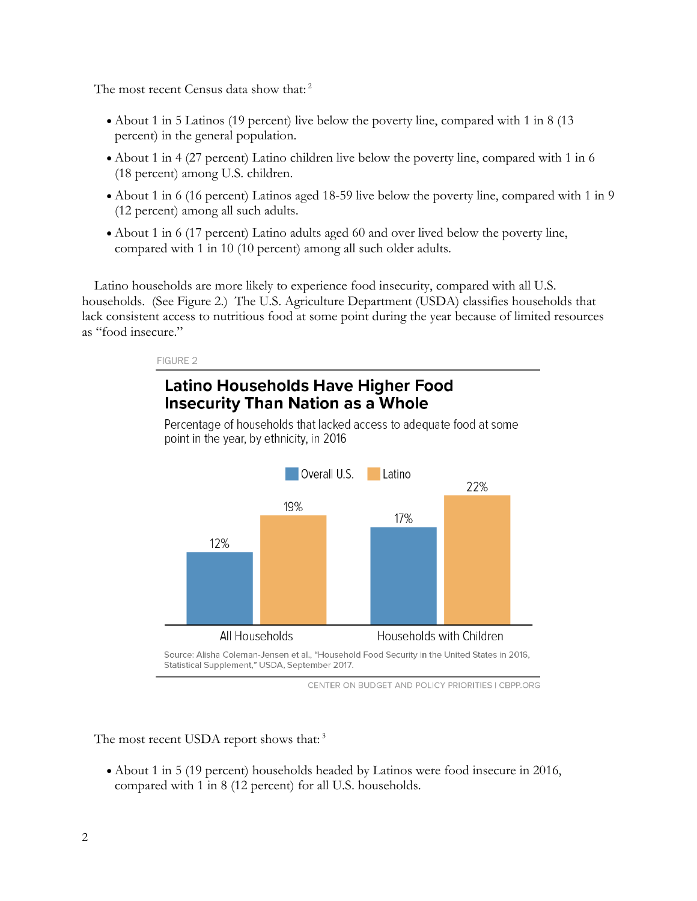The most recent Census data show that:[2]

- About 1 in 5 Latinos (19 percent) live below the poverty line, compared with 1 in 8 (13 percent) in the general population.
- About 1 in 4 (27 percent) Latino children live below the poverty line, compared with 1 in 6 (18 percent) among U.S. children.
- About 1 in 6 (16 percent) Latinos aged 18-59 live below the poverty line, compared with 1 in 9 (12 percent) among all such adults.
- About 1 in 6 (17 percent) Latino adults aged 60 and over lived below the poverty line, compared with 1 in 10 (10 percent) among all such older adults.

Latino households are more likely to experience food insecurity, compared with all U.S. households. (See Figure 2.) The U.S. Agriculture Department (USDA) classifies households that lack consistent access to nutritious food at some point during the year because of limited resources as "food insecure."

FIGURE 2

**Latino Households Have Higher Food Insecurity Than Nation as a Whole**

Percentage of households that lacked access to adequate food at some point in the year, by ethnicity, in 2016

| | Overall U.S. | Latino |
|---|---|---|
| All Households | 12% | 19% |
| Households with Children | 17% | 22% |

Source: Alisha Coleman-Jensen et al., "Household Food Security in the United States in 2016, Statistical Supplement," USDA, September 2017.

CENTER ON BUDGET AND POLICY PRIORITIES | CBPP.ORG

The most recent USDA report shows that:[3]

- About 1 in 5 (19 percent) households headed by Latinos were food insecure in 2016, compared with 1 in 8 (12 percent) for all U.S. households.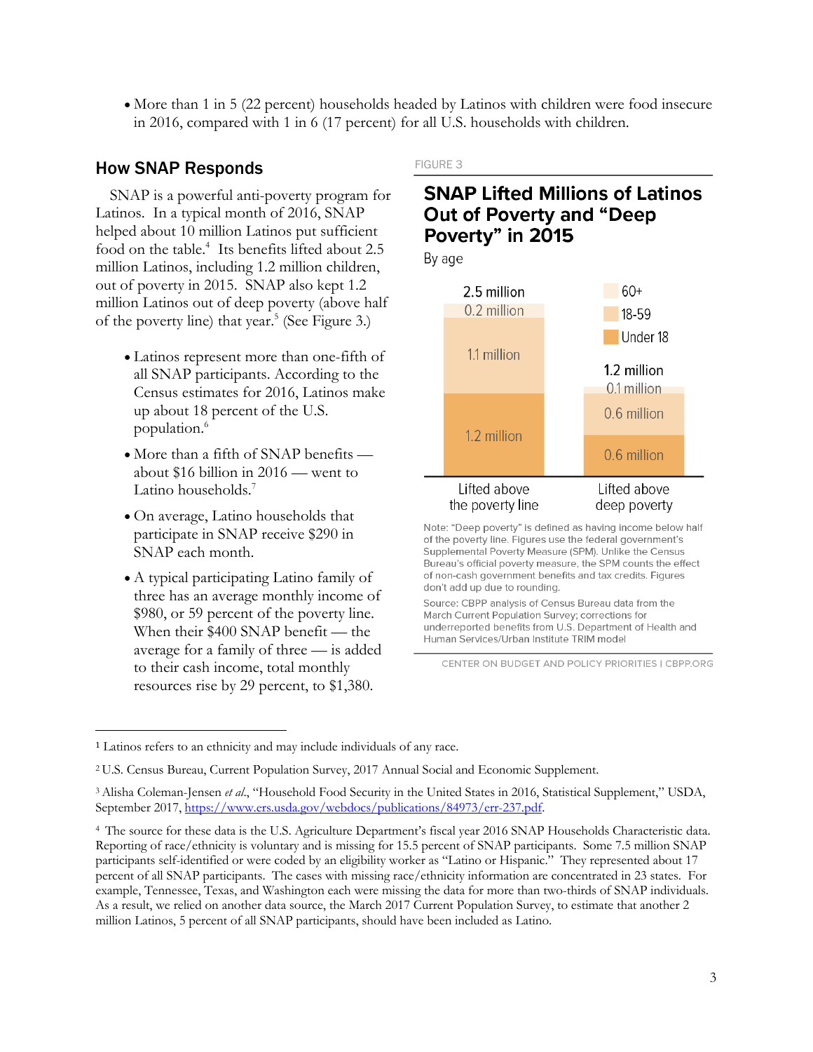- More than 1 in 5 (22 percent) households headed by Latinos with children were food insecure in 2016, compared with 1 in 6 (17 percent) for all U.S. households with children.

## How SNAP Responds

SNAP is a powerful anti-poverty program for Latinos. In a typical month of 2016, SNAP helped about 10 million Latinos put sufficient food on the table.[4] Its benefits lifted about 2.5 million Latinos, including 1.2 million children, out of poverty in 2015. SNAP also kept 1.2 million Latinos out of deep poverty (above half of the poverty line) that year.[5] (See Figure 3.)

- Latinos represent more than one-fifth of all SNAP participants. According to the Census estimates for 2016, Latinos make up about 18 percent of the U.S. population.[6]
- More than a fifth of SNAP benefits — about $16 billion in 2016 — went to Latino households.[7]
- On average, Latino households that participate in SNAP receive $290 in SNAP each month.
- A typical participating Latino family of three has an average monthly income of $980, or 59 percent of the poverty line. When their $400 SNAP benefit — the average for a family of three — is added to their cash income, total monthly resources rise by 29 percent, to $1,380.

FIGURE 3

**SNAP Lifted Millions of Latinos Out of Poverty and "Deep Poverty" in 2015**

By age

| | Lifted above the poverty line | Lifted above deep poverty |
|---|---|---|
| 60+ | 0.2 million | 0.1 million |
| 18-59 | 1.1 million | 0.6 million |
| Under 18 | 1.2 million | 0.6 million |
| Total | 2.5 million | 1.2 million |

Note: "Deep poverty" is defined as having income below half of the poverty line. Figures use the federal government's Supplemental Poverty Measure (SPM). Unlike the Census Bureau's official poverty measure, the SPM counts the effect of non-cash government benefits and tax credits. Figures don't add up due to rounding.

Source: CBPP analysis of Census Bureau data from the March Current Population Survey; corrections for underreported benefits from U.S. Department of Health and Human Services/Urban Institute TRIM model

CENTER ON BUDGET AND POLICY PRIORITIES | CBPP.ORG

---

[1] Latinos refers to an ethnicity and may include individuals of any race.

[2] U.S. Census Bureau, Current Population Survey, 2017 Annual Social and Economic Supplement.

[3] Alisha Coleman-Jensen *et al*., "Household Food Security in the United States in 2016, Statistical Supplement," USDA, September 2017, https://www.ers.usda.gov/webdocs/publications/84973/err-237.pdf.

[4] The source for these data is the U.S. Agriculture Department's fiscal year 2016 SNAP Households Characteristic data. Reporting of race/ethnicity is voluntary and is missing for 15.5 percent of SNAP participants. Some 7.5 million SNAP participants self-identified or were coded by an eligibility worker as "Latino or Hispanic." They represented about 17 percent of all SNAP participants. The cases with missing race/ethnicity information are concentrated in 23 states. For example, Tennessee, Texas, and Washington each were missing the data for more than two-thirds of SNAP individuals. As a result, we relied on another data source, the March 2017 Current Population Survey, to estimate that another 2 million Latinos, 5 percent of all SNAP participants, should have been included as Latino.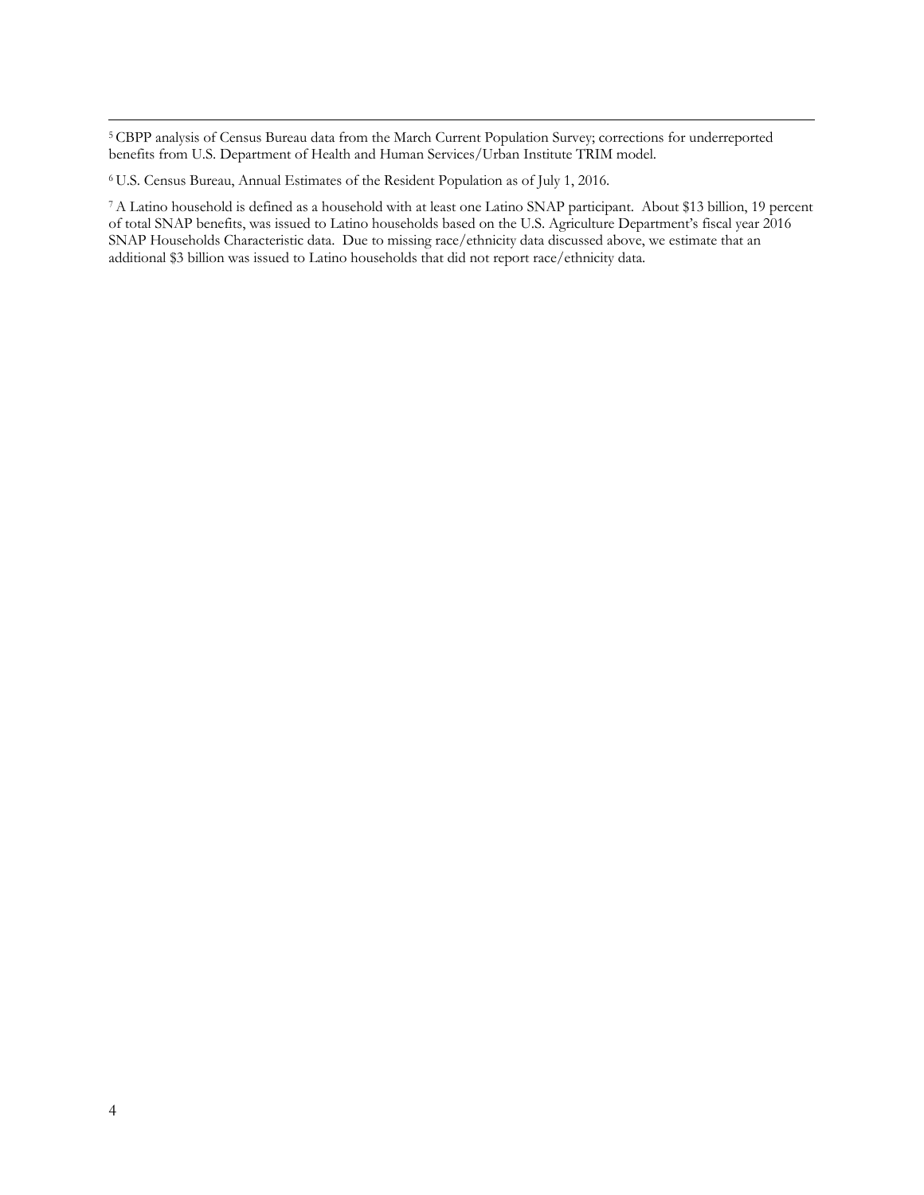[5] CBPP analysis of Census Bureau data from the March Current Population Survey; corrections for underreported benefits from U.S. Department of Health and Human Services/Urban Institute TRIM model.

[6] U.S. Census Bureau, Annual Estimates of the Resident Population as of July 1, 2016.

[7] A Latino household is defined as a household with at least one Latino SNAP participant. About $13 billion, 19 percent of total SNAP benefits, was issued to Latino households based on the U.S. Agriculture Department's fiscal year 2016 SNAP Households Characteristic data. Due to missing race/ethnicity data discussed above, we estimate that an additional $3 billion was issued to Latino households that did not report race/ethnicity data.